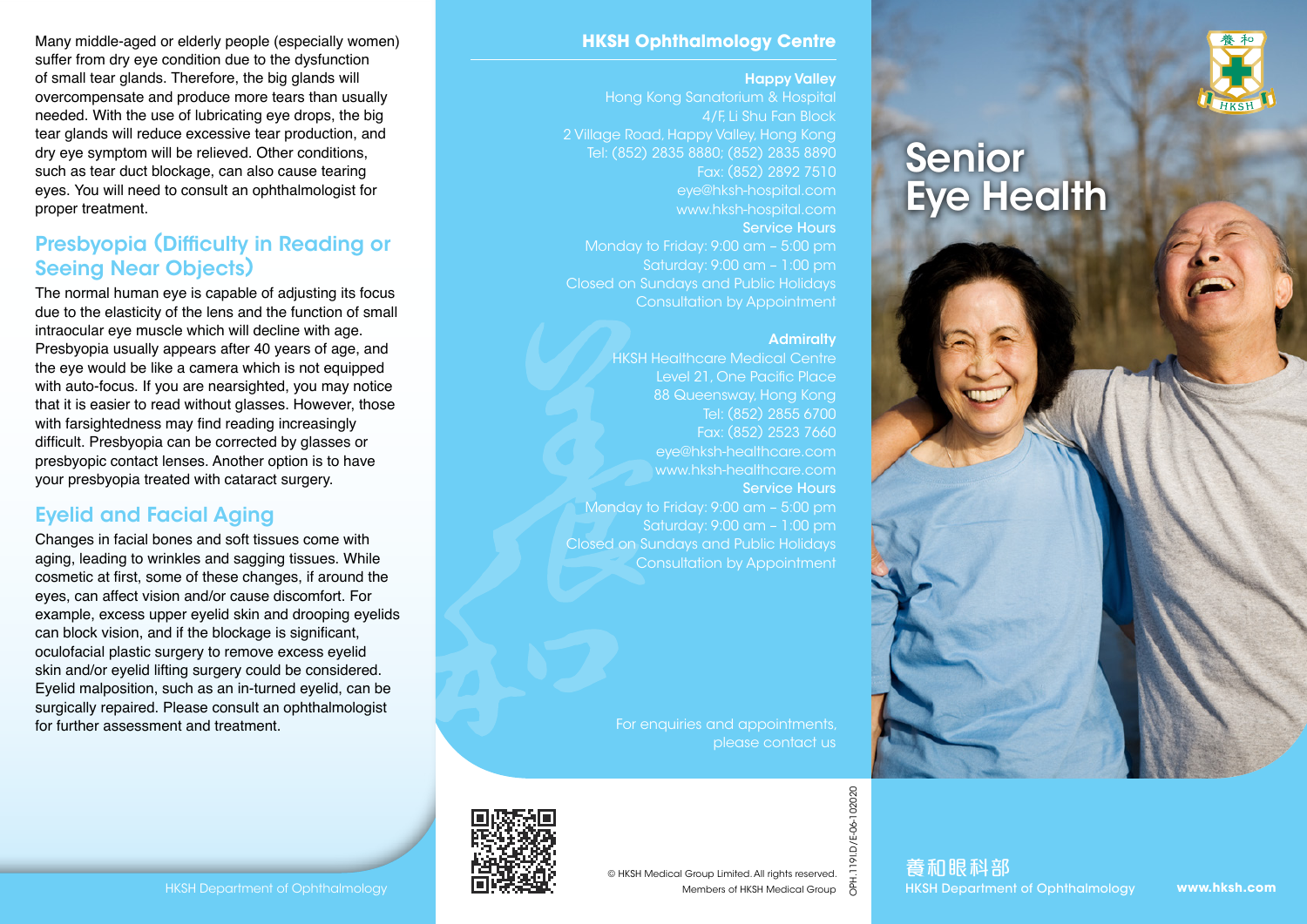# Senior Eye Health

養和眼科部
HKSH Department of Ophthalmology

www.hksh.com

Many middle-aged or elderly people (especially women) suffer from dry eye condition due to the dysfunction of small tear glands. Therefore, the big glands will overcompensate and produce more tears than usually needed. With the use of lubricating eye drops, the big tear glands will reduce excessive tear production, and dry eye symptom will be relieved. Other conditions, such as tear duct blockage, can also cause tearing eyes. You will need to consult an ophthalmologist for proper treatment.

## Presbyopia (Difficulty in Reading or Seeing Near Objects)

The normal human eye is capable of adjusting its focus due to the elasticity of the lens and the function of small intraocular eye muscle which will decline with age. Presbyopia usually appears after 40 years of age, and the eye would be like a camera which is not equipped with auto-focus. If you are nearsighted, you may notice that it is easier to read without glasses. However, those with farsightedness may find reading increasingly difficult. Presbyopia can be corrected by glasses or presbyopic contact lenses. Another option is to have your presbyopia treated with cataract surgery.

## Eyelid and Facial Aging

Changes in facial bones and soft tissues come with aging, leading to wrinkles and sagging tissues. While cosmetic at first, some of these changes, if around the eyes, can affect vision and/or cause discomfort. For example, excess upper eyelid skin and drooping eyelids can block vision, and if the blockage is significant, oculofacial plastic surgery to remove excess eyelid skin and/or eyelid lifting surgery could be considered. Eyelid malposition, such as an in-turned eyelid, can be surgically repaired. Please consult an ophthalmologist for further assessment and treatment.

HKSH Department of Ophthalmology

## HKSH Ophthalmology Centre

**Happy Valley**
Hong Kong Sanatorium & Hospital
4/F, Li Shu Fan Block
2 Village Road, Happy Valley, Hong Kong
Tel: (852) 2835 8880; (852) 2835 8890
Fax: (852) 2892 7510
eye@hksh-hospital.com
www.hksh-hospital.com

**Service Hours**
Monday to Friday: 9:00 am – 5:00 pm
Saturday: 9:00 am – 1:00 pm
Closed on Sundays and Public Holidays
Consultation by Appointment

**Admiralty**
HKSH Healthcare Medical Centre
Level 21, One Pacific Place
88 Queensway, Hong Kong
Tel: (852) 2855 6700
Fax: (852) 2523 7660
eye@hksh-healthcare.com
www.hksh-healthcare.com

**Service Hours**
Monday to Friday: 9:00 am – 5:00 pm
Saturday: 9:00 am – 1:00 pm
Closed on Sundays and Public Holidays
Consultation by Appointment

For enquiries and appointments, please contact us

© HKSH Medical Group Limited. All rights reserved.
Members of HKSH Medical Group

OPH.119I.D/E-06-102020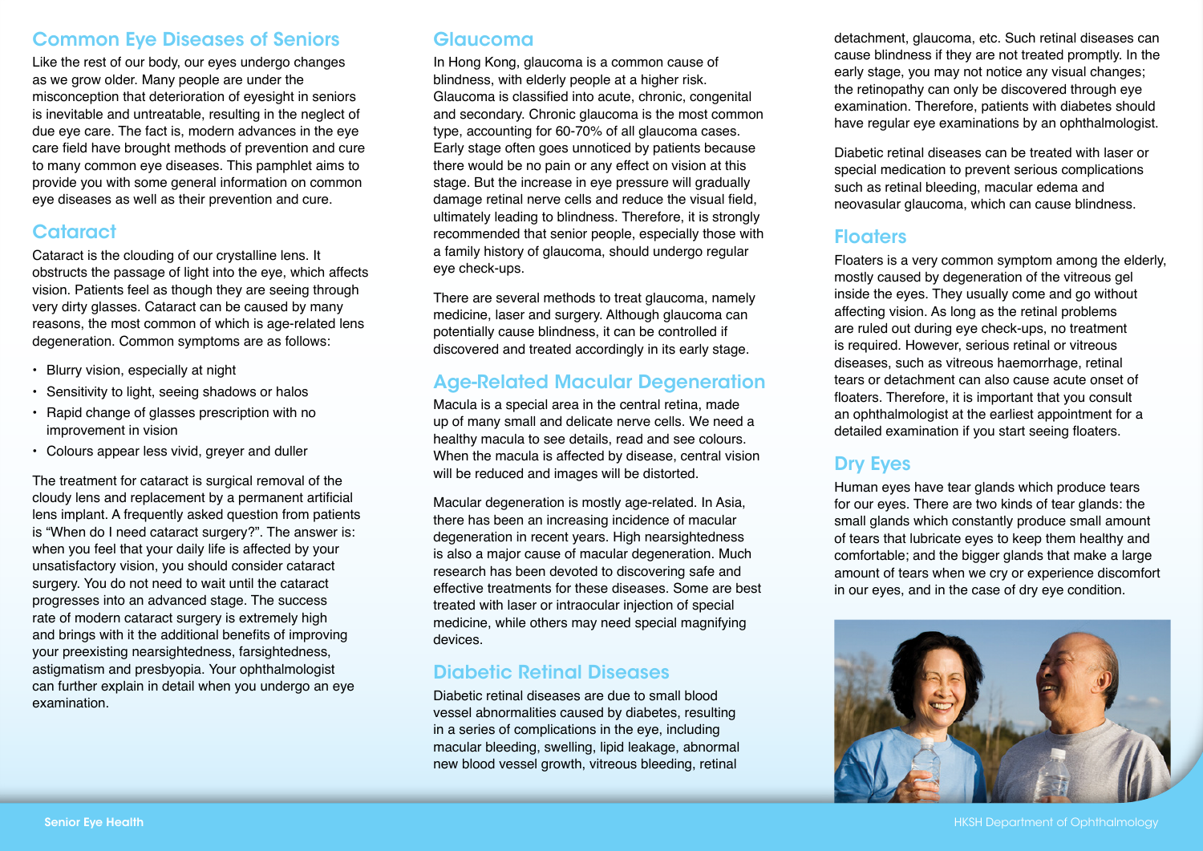## Common Eye Diseases of Seniors

Like the rest of our body, our eyes undergo changes as we grow older. Many people are under the misconception that deterioration of eyesight in seniors is inevitable and untreatable, resulting in the neglect of due eye care. The fact is, modern advances in the eye care field have brought methods of prevention and cure to many common eye diseases. This pamphlet aims to provide you with some general information on common eye diseases as well as their prevention and cure.

## Cataract

Cataract is the clouding of our crystalline lens. It obstructs the passage of light into the eye, which affects vision. Patients feel as though they are seeing through very dirty glasses. Cataract can be caused by many reasons, the most common of which is age-related lens degeneration. Common symptoms are as follows:

- Blurry vision, especially at night
- Sensitivity to light, seeing shadows or halos
- Rapid change of glasses prescription with no improvement in vision
- Colours appear less vivid, greyer and duller

The treatment for cataract is surgical removal of the cloudy lens and replacement by a permanent artificial lens implant. A frequently asked question from patients is "When do I need cataract surgery?". The answer is: when you feel that your daily life is affected by your unsatisfactory vision, you should consider cataract surgery. You do not need to wait until the cataract progresses into an advanced stage. The success rate of modern cataract surgery is extremely high and brings with it the additional benefits of improving your preexisting nearsightedness, farsightedness, astigmatism and presbyopia. Your ophthalmologist can further explain in detail when you undergo an eye examination.

## Glaucoma

In Hong Kong, glaucoma is a common cause of blindness, with elderly people at a higher risk. Glaucoma is classified into acute, chronic, congenital and secondary. Chronic glaucoma is the most common type, accounting for 60-70% of all glaucoma cases. Early stage often goes unnoticed by patients because there would be no pain or any effect on vision at this stage. But the increase in eye pressure will gradually damage retinal nerve cells and reduce the visual field, ultimately leading to blindness. Therefore, it is strongly recommended that senior people, especially those with a family history of glaucoma, should undergo regular eye check-ups.

There are several methods to treat glaucoma, namely medicine, laser and surgery. Although glaucoma can potentially cause blindness, it can be controlled if discovered and treated accordingly in its early stage.

## Age-Related Macular Degeneration

Macula is a special area in the central retina, made up of many small and delicate nerve cells. We need a healthy macula to see details, read and see colours. When the macula is affected by disease, central vision will be reduced and images will be distorted.

Macular degeneration is mostly age-related. In Asia, there has been an increasing incidence of macular degeneration in recent years. High nearsightedness is also a major cause of macular degeneration. Much research has been devoted to discovering safe and effective treatments for these diseases. Some are best treated with laser or intraocular injection of special medicine, while others may need special magnifying devices.

## Diabetic Retinal Diseases

Diabetic retinal diseases are due to small blood vessel abnormalities caused by diabetes, resulting in a series of complications in the eye, including macular bleeding, swelling, lipid leakage, abnormal new blood vessel growth, vitreous bleeding, retinal detachment, glaucoma, etc. Such retinal diseases can cause blindness if they are not treated promptly. In the early stage, you may not notice any visual changes; the retinopathy can only be discovered through eye examination. Therefore, patients with diabetes should have regular eye examinations by an ophthalmologist.

Diabetic retinal diseases can be treated with laser or special medication to prevent serious complications such as retinal bleeding, macular edema and neovasular glaucoma, which can cause blindness.

## Floaters

Floaters is a very common symptom among the elderly, mostly caused by degeneration of the vitreous gel inside the eyes. They usually come and go without affecting vision. As long as the retinal problems are ruled out during eye check-ups, no treatment is required. However, serious retinal or vitreous diseases, such as vitreous haemorrhage, retinal tears or detachment can also cause acute onset of floaters. Therefore, it is important that you consult an ophthalmologist at the earliest appointment for a detailed examination if you start seeing floaters.

## Dry Eyes

Human eyes have tear glands which produce tears for our eyes. There are two kinds of tear glands: the small glands which constantly produce small amount of tears that lubricate eyes to keep them healthy and comfortable; and the bigger glands that make a large amount of tears when we cry or experience discomfort in our eyes, and in the case of dry eye condition.